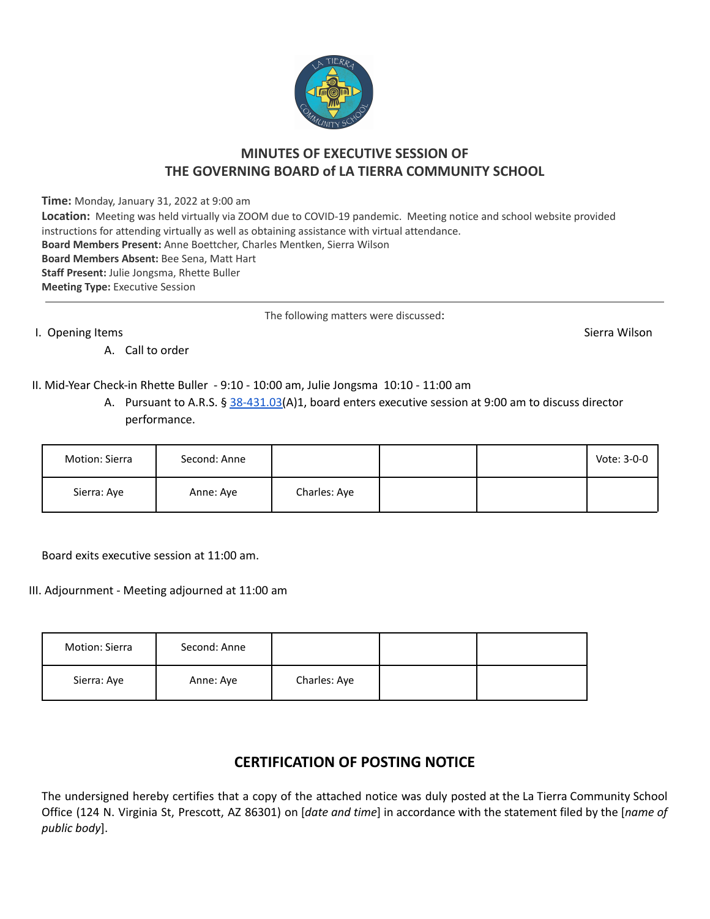# MINUTES OF EXECUTIVE SESSION OF THE GOVERNING BOARD of LA TIERRA COMMUNITY SCHOOL

**Time:** Monday, January 31, 2022 at 9:00 am
**Location:** Meeting was held virtually via ZOOM due to COVID-19 pandemic. Meeting notice and school website provided instructions for attending virtually as well as obtaining assistance with virtual attendance.
**Board Members Present:** Anne Boettcher, Charles Mentken, Sierra Wilson
**Board Members Absent:** Bee Sena, Matt Hart
**Staff Present:** Julie Jongsma, Rhette Buller
**Meeting Type:** Executive Session

---

The following matters were discussed:

I. Opening Items — Sierra Wilson

A. Call to order

II. Mid-Year Check-in Rhette Buller - 9:10 - 10:00 am, Julie Jongsma 10:10 - 11:00 am

A. Pursuant to A.R.S. § 38-431.03(A)1, board enters executive session at 9:00 am to discuss director performance.

| Motion: Sierra | Second: Anne | | | | Vote: 3-0-0 |
|---|---|---|---|---|---|
| Sierra: Aye | Anne: Aye | Charles: Aye | | | |

Board exits executive session at 11:00 am.

III. Adjournment - Meeting adjourned at 11:00 am

| Motion: Sierra | Second: Anne | | | |
|---|---|---|---|---|
| Sierra: Aye | Anne: Aye | Charles: Aye | | |

## CERTIFICATION OF POSTING NOTICE

The undersigned hereby certifies that a copy of the attached notice was duly posted at the La Tierra Community School Office (124 N. Virginia St, Prescott, AZ 86301) on [*date and time*] in accordance with the statement filed by the [*name of public body*].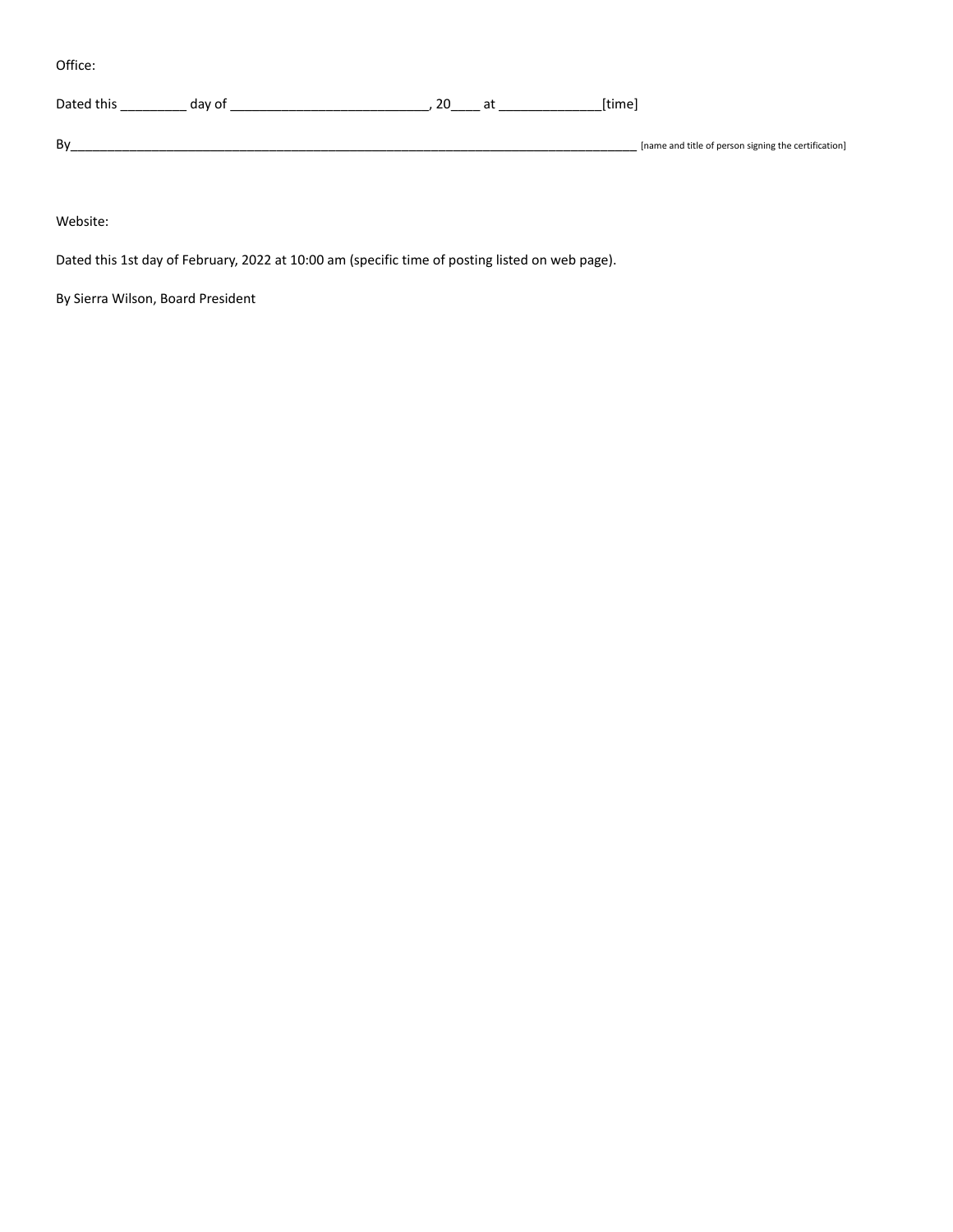Office:

Dated this _________ day of ___________________________, 20____ at ______________[time]

By_____________________________________________________________________________________ [name and title of person signing the certification]

Website:

Dated this 1st day of February, 2022 at 10:00 am (specific time of posting listed on web page).

By Sierra Wilson, Board President